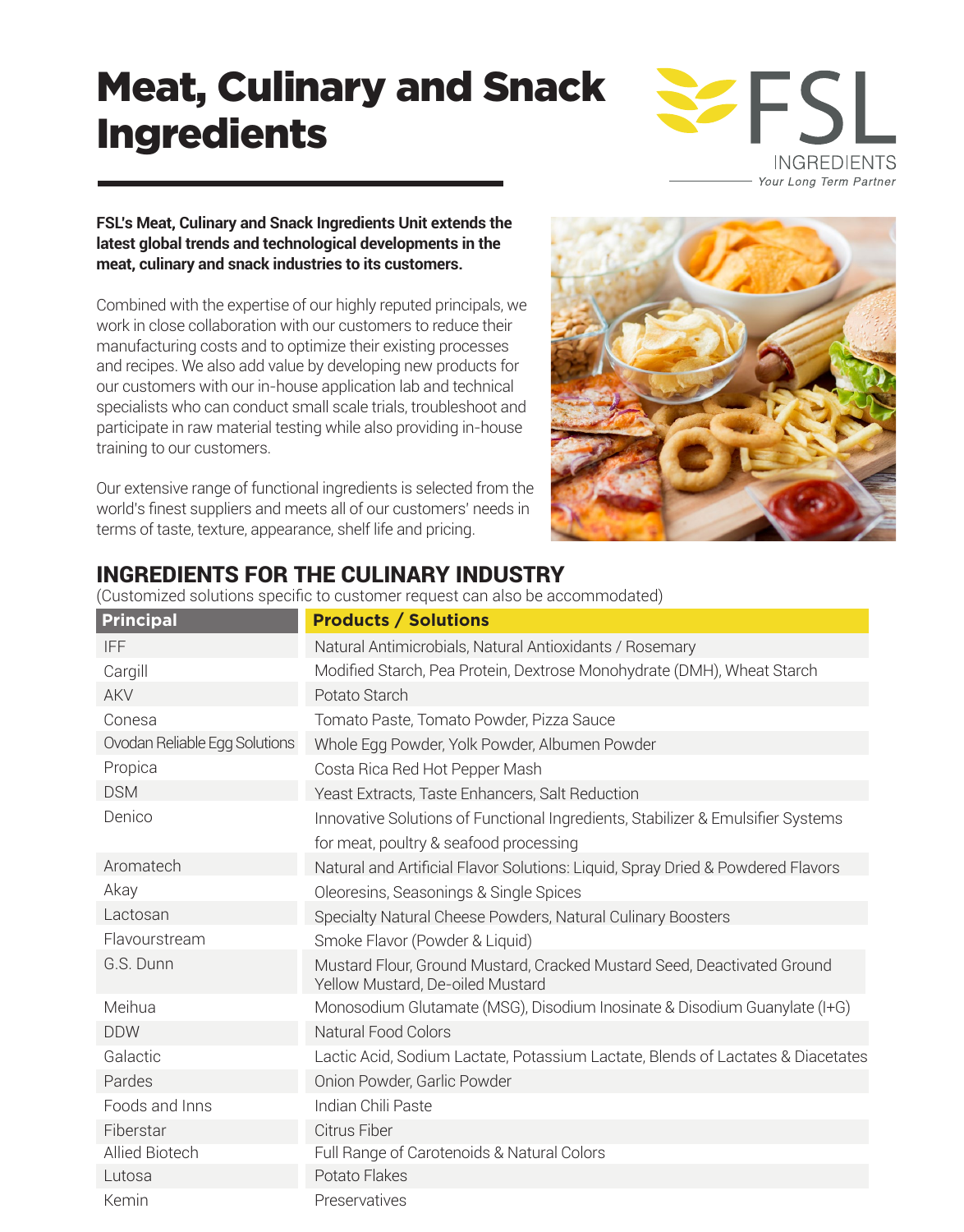# Meat, Culinary and Snack Ingredients

FSL INGREDIENTS
*Your Long Term Partner*

**FSL's Meat, Culinary and Snack Ingredients Unit extends the latest global trends and technological developments in the meat, culinary and snack industries to its customers.**

Combined with the expertise of our highly reputed principals, we work in close collaboration with our customers to reduce their manufacturing costs and to optimize their existing processes and recipes. We also add value by developing new products for our customers with our in-house application lab and technical specialists who can conduct small scale trials, troubleshoot and participate in raw material testing while also providing in-house training to our customers.

Our extensive range of functional ingredients is selected from the world's finest suppliers and meets all of our customers' needs in terms of taste, texture, appearance, shelf life and pricing.

## INGREDIENTS FOR THE CULINARY INDUSTRY

(Customized solutions specific to customer request can also be accommodated)

| Principal | Products / Solutions |
|---|---|
| IFF | Natural Antimicrobials, Natural Antioxidants / Rosemary |
| Cargill | Modified Starch, Pea Protein, Dextrose Monohydrate (DMH), Wheat Starch |
| AKV | Potato Starch |
| Conesa | Tomato Paste, Tomato Powder, Pizza Sauce |
| Ovodan Reliable Egg Solutions | Whole Egg Powder, Yolk Powder, Albumen Powder |
| Propica | Costa Rica Red Hot Pepper Mash |
| DSM | Yeast Extracts, Taste Enhancers, Salt Reduction |
| Denico | Innovative Solutions of Functional Ingredients, Stabilizer & Emulsifier Systems for meat, poultry & seafood processing |
| Aromatech | Natural and Artificial Flavor Solutions: Liquid, Spray Dried & Powdered Flavors |
| Akay | Oleoresins, Seasonings & Single Spices |
| Lactosan | Specialty Natural Cheese Powders, Natural Culinary Boosters |
| Flavourstream | Smoke Flavor (Powder & Liquid) |
| G.S. Dunn | Mustard Flour, Ground Mustard, Cracked Mustard Seed, Deactivated Ground Yellow Mustard, De-oiled Mustard |
| Meihua | Monosodium Glutamate (MSG), Disodium Inosinate & Disodium Guanylate (I+G) |
| DDW | Natural Food Colors |
| Galactic | Lactic Acid, Sodium Lactate, Potassium Lactate, Blends of Lactates & Diacetates |
| Pardes | Onion Powder, Garlic Powder |
| Foods and Inns | Indian Chili Paste |
| Fiberstar | Citrus Fiber |
| Allied Biotech | Full Range of Carotenoids & Natural Colors |
| Lutosa | Potato Flakes |
| Kemin | Preservatives |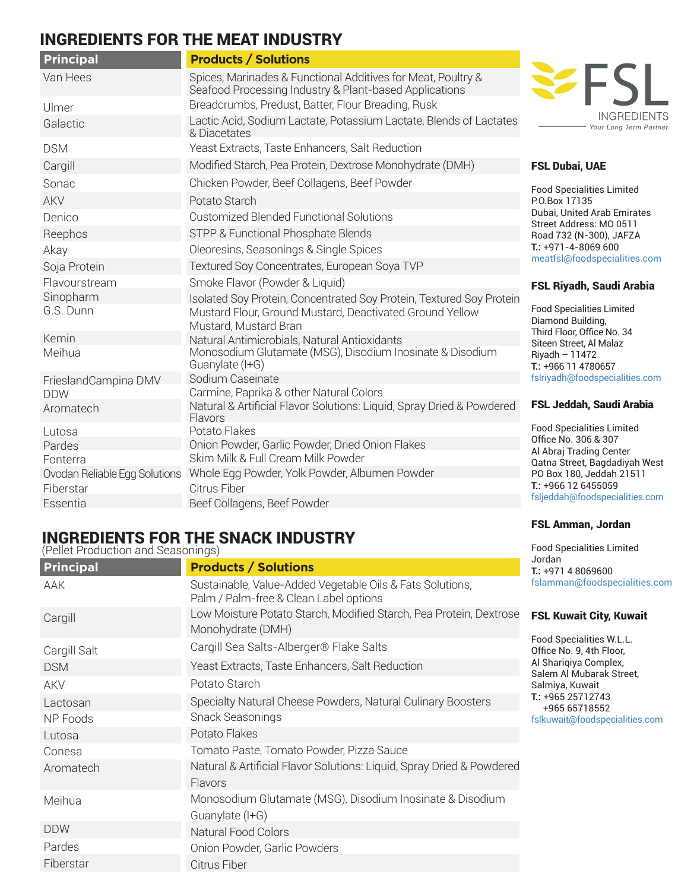## INGREDIENTS FOR THE MEAT INDUSTRY

| Principal | Products / Solutions |
|---|---|
| Van Hees | Spices, Marinades & Functional Additives for Meat, Poultry & Seafood Processing Industry & Plant-based Applications |
| Ulmer | Breadcrumbs, Predust, Batter, Flour Breading, Rusk |
| Galactic | Lactic Acid, Sodium Lactate, Potassium Lactate, Blends of Lactates & Diacetates |
| DSM | Yeast Extracts, Taste Enhancers, Salt Reduction |
| Cargill | Modified Starch, Pea Protein, Dextrose Monohydrate (DMH) |
| Sonac | Chicken Powder, Beef Collagens, Beef Powder |
| AKV | Potato Starch |
| Denico | Customized Blended Functional Solutions |
| Reephos | STPP & Functional Phosphate Blends |
| Akay | Oleoresins, Seasonings & Single Spices |
| Soja Protein | Textured Soy Concentrates, European Soya TVP |
| Flavourstream | Smoke Flavor (Powder & Liquid) |
| Sinopharm | Isolated Soy Protein, Concentrated Soy Protein, Textured Soy Protein |
| G.S. Dunn | Mustard Flour, Ground Mustard, Deactivated Ground Yellow Mustard, Mustard Bran |
| Kemin | Natural Antimicrobials, Natural Antioxidants |
| Meihua | Monosodium Glutamate (MSG), Disodium Inosinate & Disodium Guanylate (I+G) |
| FrieslandCampina DMV | Sodium Caseinate |
| DDW | Carmine, Paprika & other Natural Colors |
| Aromatech | Natural & Artificial Flavor Solutions: Liquid, Spray Dried & Powdered Flavors |
| Lutosa | Potato Flakes |
| Pardes | Onion Powder, Garlic Powder, Dried Onion Flakes |
| Fonterra | Skim Milk & Full Cream Milk Powder |
| Ovodan Reliable Egg Solutions | Whole Egg Powder, Yolk Powder, Albumen Powder |
| Fiberstar | Citrus Fiber |
| Essentia | Beef Collagens, Beef Powder |

## INGREDIENTS FOR THE SNACK INDUSTRY

(Pellet Production and Seasonings)

| Principal | Products / Solutions |
|---|---|
| AAK | Sustainable, Value-Added Vegetable Oils & Fats Solutions, Palm / Palm-free & Clean Label options |
| Cargill | Low Moisture Potato Starch, Modified Starch, Pea Protein, Dextrose Monohydrate (DMH) |
| Cargill Salt | Cargill Sea Salts-Alberger® Flake Salts |
| DSM | Yeast Extracts, Taste Enhancers, Salt Reduction |
| AKV | Potato Starch |
| Lactosan | Specialty Natural Cheese Powders, Natural Culinary Boosters |
| NP Foods | Snack Seasonings |
| Lutosa | Potato Flakes |
| Conesa | Tomato Paste, Tomato Powder, Pizza Sauce |
| Aromatech | Natural & Artificial Flavor Solutions: Liquid, Spray Dried & Powdered Flavors |
| Meihua | Monosodium Glutamate (MSG), Disodium Inosinate & Disodium Guanylate (I+G) |
| DDW | Natural Food Colors |
| Pardes | Onion Powder, Garlic Powders |
| Fiberstar | Citrus Fiber |

FSL INGREDIENTS
*Your Long Term Partner*

**FSL Dubai, UAE**

Food Specialities Limited
P.O.Box 17135
Dubai, United Arab Emirates
Street Address: MO 0511
Road 732 (N-300), JAFZA
**T.:** +971-4-8069 600
meatfsl@foodspecialities.com

**FSL Riyadh, Saudi Arabia**

Food Specialities Limited
Diamond Building,
Third Floor, Office No. 34
Siteen Street, Al Malaz
Riyadh – 11472
**T.:** +966 11 4780657
fslriyadh@foodspecialities.com

**FSL Jeddah, Saudi Arabia**

Food Specialities Limited
Office No. 306 & 307
Al Abraj Trading Center
Qatna Street, Bagdadiyah West
PO Box 180, Jeddah 21511
**T.:** +966 12 6455059
fsljeddah@foodspecialities.com

**FSL Amman, Jordan**

Food Specialities Limited
Jordan
**T.:** +971 4 8069600
fslamman@foodspecialities.com

**FSL Kuwait City, Kuwait**

Food Specialities W.L.L.
Office No. 9, 4th Floor,
Al Shariqiya Complex,
Salem Al Mubarak Street,
Salmiya, Kuwait
**T.:** +965 25712743
+965 65718552
fslkuwait@foodspecialities.com